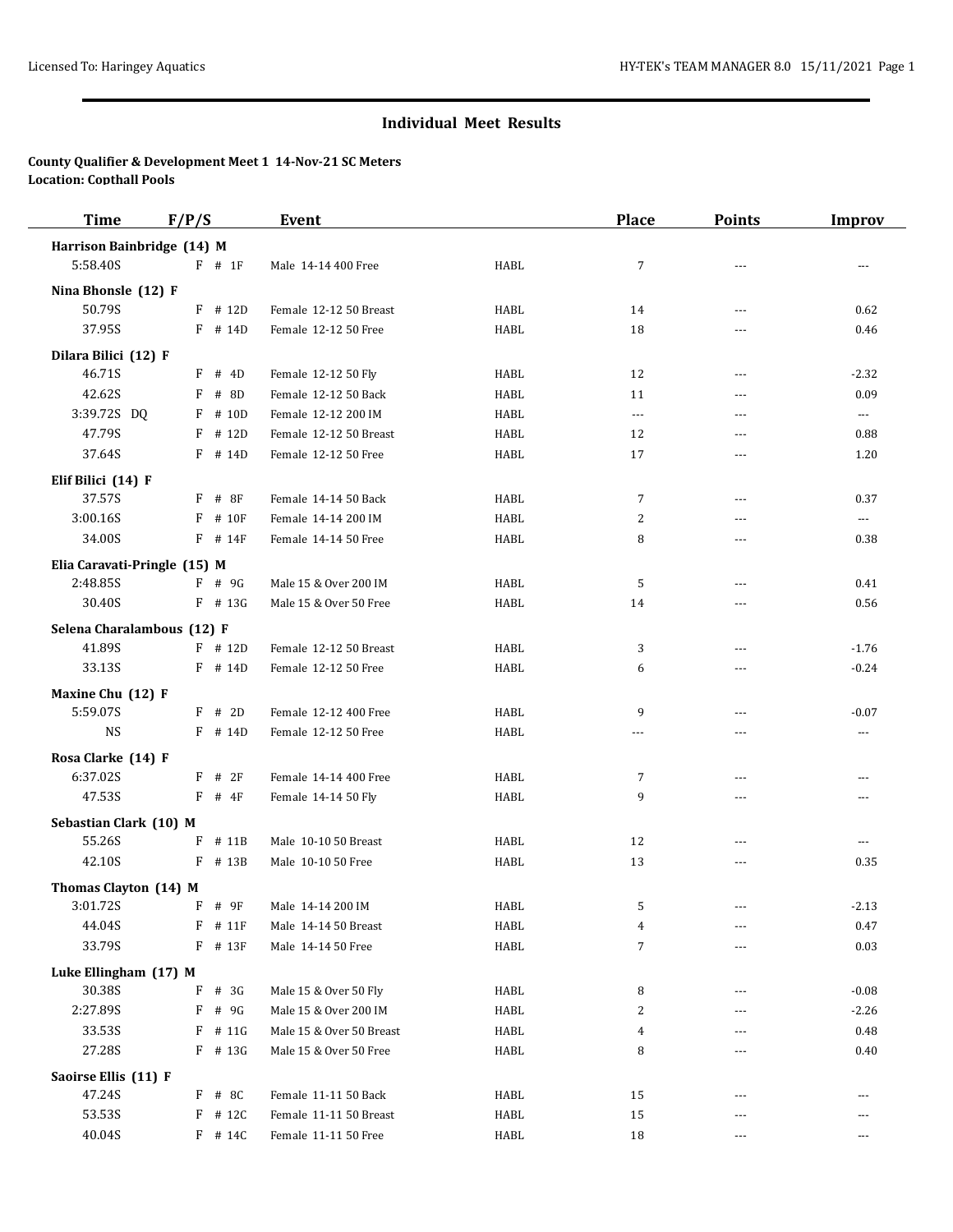## Individual Meet Results

**County Qualifier & Development Meet 1 14-Nov-21 SC Meters**
**Location: Copthall Pools**

| Time | F/P/S | Event | | Place | Points | Improv |
|---|---|---|---|---|---|---|
| **Harrison Bainbridge (14) M** | | | | | | |
| 5:58.40S | F # 1F | Male 14-14 400 Free | HABL | 7 | --- | --- |
| **Nina Bhonsle (12) F** | | | | | | |
| 50.79S | F # 12D | Female 12-12 50 Breast | HABL | 14 | --- | 0.62 |
| 37.95S | F # 14D | Female 12-12 50 Free | HABL | 18 | --- | 0.46 |
| **Dilara Bilici (12) F** | | | | | | |
| 46.71S | F # 4D | Female 12-12 50 Fly | HABL | 12 | --- | -2.32 |
| 42.62S | F # 8D | Female 12-12 50 Back | HABL | 11 | --- | 0.09 |
| 3:39.72S DQ | F # 10D | Female 12-12 200 IM | HABL | --- | --- | --- |
| 47.79S | F # 12D | Female 12-12 50 Breast | HABL | 12 | --- | 0.88 |
| 37.64S | F # 14D | Female 12-12 50 Free | HABL | 17 | --- | 1.20 |
| **Elif Bilici (14) F** | | | | | | |
| 37.57S | F # 8F | Female 14-14 50 Back | HABL | 7 | --- | 0.37 |
| 3:00.16S | F # 10F | Female 14-14 200 IM | HABL | 2 | --- | --- |
| 34.00S | F # 14F | Female 14-14 50 Free | HABL | 8 | --- | 0.38 |
| **Elia Caravati-Pringle (15) M** | | | | | | |
| 2:48.85S | F # 9G | Male 15 & Over 200 IM | HABL | 5 | --- | 0.41 |
| 30.40S | F # 13G | Male 15 & Over 50 Free | HABL | 14 | --- | 0.56 |
| **Selena Charalambous (12) F** | | | | | | |
| 41.89S | F # 12D | Female 12-12 50 Breast | HABL | 3 | --- | -1.76 |
| 33.13S | F # 14D | Female 12-12 50 Free | HABL | 6 | --- | -0.24 |
| **Maxine Chu (12) F** | | | | | | |
| 5:59.07S | F # 2D | Female 12-12 400 Free | HABL | 9 | --- | -0.07 |
| NS | F # 14D | Female 12-12 50 Free | HABL | --- | --- | --- |
| **Rosa Clarke (14) F** | | | | | | |
| 6:37.02S | F # 2F | Female 14-14 400 Free | HABL | 7 | --- | --- |
| 47.53S | F # 4F | Female 14-14 50 Fly | HABL | 9 | --- | --- |
| **Sebastian Clark (10) M** | | | | | | |
| 55.26S | F # 11B | Male 10-10 50 Breast | HABL | 12 | --- | --- |
| 42.10S | F # 13B | Male 10-10 50 Free | HABL | 13 | --- | 0.35 |
| **Thomas Clayton (14) M** | | | | | | |
| 3:01.72S | F # 9F | Male 14-14 200 IM | HABL | 5 | --- | -2.13 |
| 44.04S | F # 11F | Male 14-14 50 Breast | HABL | 4 | --- | 0.47 |
| 33.79S | F # 13F | Male 14-14 50 Free | HABL | 7 | --- | 0.03 |
| **Luke Ellingham (17) M** | | | | | | |
| 30.38S | F # 3G | Male 15 & Over 50 Fly | HABL | 8 | --- | -0.08 |
| 2:27.89S | F # 9G | Male 15 & Over 200 IM | HABL | 2 | --- | -2.26 |
| 33.53S | F # 11G | Male 15 & Over 50 Breast | HABL | 4 | --- | 0.48 |
| 27.28S | F # 13G | Male 15 & Over 50 Free | HABL | 8 | --- | 0.40 |
| **Saoirse Ellis (11) F** | | | | | | |
| 47.24S | F # 8C | Female 11-11 50 Back | HABL | 15 | --- | --- |
| 53.53S | F # 12C | Female 11-11 50 Breast | HABL | 15 | --- | --- |
| 40.04S | F # 14C | Female 11-11 50 Free | HABL | 18 | --- | --- |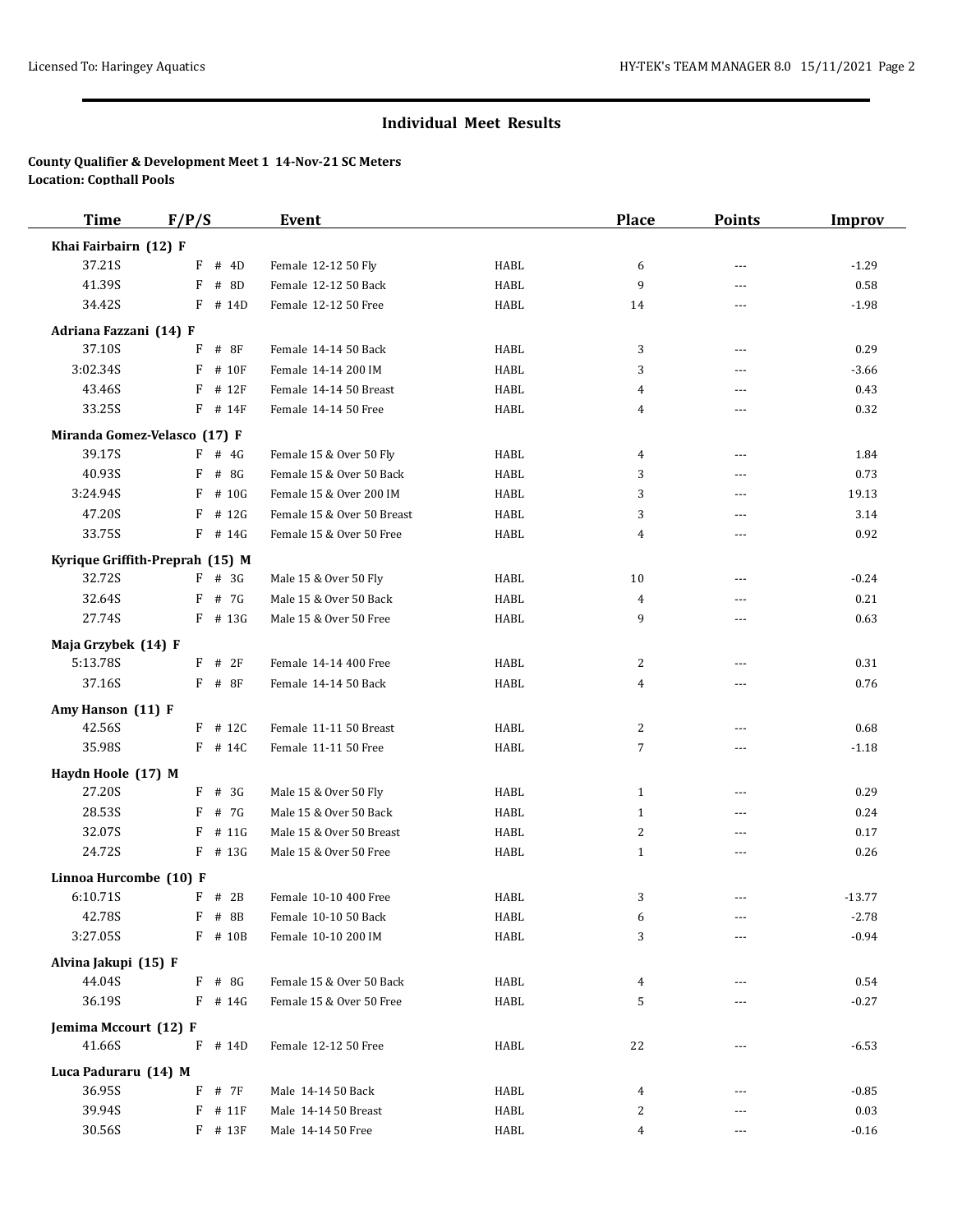## Individual Meet Results

**County Qualifier & Development Meet 1 14-Nov-21 SC Meters**
**Location: Copthall Pools**

| Time | F/P/S | Event | | Place | Points | Improv |
|---|---|---|---|---|---|---|
| **Khai Fairbairn (12) F** | | | | | | |
| 37.21S | F # 4D | Female 12-12 50 Fly | HABL | 6 | --- | -1.29 |
| 41.39S | F # 8D | Female 12-12 50 Back | HABL | 9 | --- | 0.58 |
| 34.42S | F # 14D | Female 12-12 50 Free | HABL | 14 | --- | -1.98 |
| **Adriana Fazzani (14) F** | | | | | | |
| 37.10S | F # 8F | Female 14-14 50 Back | HABL | 3 | --- | 0.29 |
| 3:02.34S | F # 10F | Female 14-14 200 IM | HABL | 3 | --- | -3.66 |
| 43.46S | F # 12F | Female 14-14 50 Breast | HABL | 4 | --- | 0.43 |
| 33.25S | F # 14F | Female 14-14 50 Free | HABL | 4 | --- | 0.32 |
| **Miranda Gomez-Velasco (17) F** | | | | | | |
| 39.17S | F # 4G | Female 15 & Over 50 Fly | HABL | 4 | --- | 1.84 |
| 40.93S | F # 8G | Female 15 & Over 50 Back | HABL | 3 | --- | 0.73 |
| 3:24.94S | F # 10G | Female 15 & Over 200 IM | HABL | 3 | --- | 19.13 |
| 47.20S | F # 12G | Female 15 & Over 50 Breast | HABL | 3 | --- | 3.14 |
| 33.75S | F # 14G | Female 15 & Over 50 Free | HABL | 4 | --- | 0.92 |
| **Kyrique Griffith-Preprah (15) M** | | | | | | |
| 32.72S | F # 3G | Male 15 & Over 50 Fly | HABL | 10 | --- | -0.24 |
| 32.64S | F # 7G | Male 15 & Over 50 Back | HABL | 4 | --- | 0.21 |
| 27.74S | F # 13G | Male 15 & Over 50 Free | HABL | 9 | --- | 0.63 |
| **Maja Grzybek (14) F** | | | | | | |
| 5:13.78S | F # 2F | Female 14-14 400 Free | HABL | 2 | --- | 0.31 |
| 37.16S | F # 8F | Female 14-14 50 Back | HABL | 4 | --- | 0.76 |
| **Amy Hanson (11) F** | | | | | | |
| 42.56S | F # 12C | Female 11-11 50 Breast | HABL | 2 | --- | 0.68 |
| 35.98S | F # 14C | Female 11-11 50 Free | HABL | 7 | --- | -1.18 |
| **Haydn Hoole (17) M** | | | | | | |
| 27.20S | F # 3G | Male 15 & Over 50 Fly | HABL | 1 | --- | 0.29 |
| 28.53S | F # 7G | Male 15 & Over 50 Back | HABL | 1 | --- | 0.24 |
| 32.07S | F # 11G | Male 15 & Over 50 Breast | HABL | 2 | --- | 0.17 |
| 24.72S | F # 13G | Male 15 & Over 50 Free | HABL | 1 | --- | 0.26 |
| **Linnoa Hurcombe (10) F** | | | | | | |
| 6:10.71S | F # 2B | Female 10-10 400 Free | HABL | 3 | --- | -13.77 |
| 42.78S | F # 8B | Female 10-10 50 Back | HABL | 6 | --- | -2.78 |
| 3:27.05S | F # 10B | Female 10-10 200 IM | HABL | 3 | --- | -0.94 |
| **Alvina Jakupi (15) F** | | | | | | |
| 44.04S | F # 8G | Female 15 & Over 50 Back | HABL | 4 | --- | 0.54 |
| 36.19S | F # 14G | Female 15 & Over 50 Free | HABL | 5 | --- | -0.27 |
| **Jemima Mccourt (12) F** | | | | | | |
| 41.66S | F # 14D | Female 12-12 50 Free | HABL | 22 | --- | -6.53 |
| **Luca Paduraru (14) M** | | | | | | |
| 36.95S | F # 7F | Male 14-14 50 Back | HABL | 4 | --- | -0.85 |
| 39.94S | F # 11F | Male 14-14 50 Breast | HABL | 2 | --- | 0.03 |
| 30.56S | F # 13F | Male 14-14 50 Free | HABL | 4 | --- | -0.16 |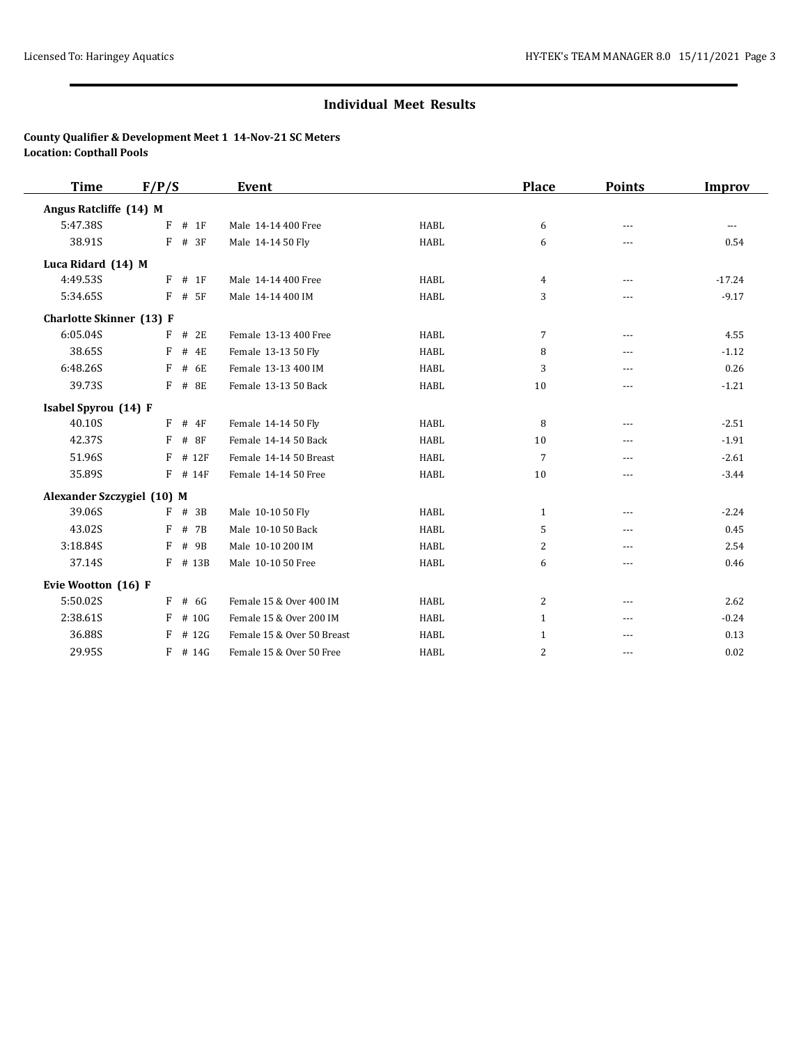## Individual Meet Results

**County Qualifier & Development Meet 1 14-Nov-21 SC Meters**
**Location: Copthall Pools**

| Time | F/P/S | Event | | Place | Points | Improv |
|---|---|---|---|---|---|---|
| **Angus Ratcliffe (14) M** | | | | | | |
| 5:47.38S | F # 1F | Male 14-14 400 Free | HABL | 6 | --- | --- |
| 38.91S | F # 3F | Male 14-14 50 Fly | HABL | 6 | --- | 0.54 |
| **Luca Ridard (14) M** | | | | | | |
| 4:49.53S | F # 1F | Male 14-14 400 Free | HABL | 4 | --- | -17.24 |
| 5:34.65S | F # 5F | Male 14-14 400 IM | HABL | 3 | --- | -9.17 |
| **Charlotte Skinner (13) F** | | | | | | |
| 6:05.04S | F # 2E | Female 13-13 400 Free | HABL | 7 | --- | 4.55 |
| 38.65S | F # 4E | Female 13-13 50 Fly | HABL | 8 | --- | -1.12 |
| 6:48.26S | F # 6E | Female 13-13 400 IM | HABL | 3 | --- | 0.26 |
| 39.73S | F # 8E | Female 13-13 50 Back | HABL | 10 | --- | -1.21 |
| **Isabel Spyrou (14) F** | | | | | | |
| 40.10S | F # 4F | Female 14-14 50 Fly | HABL | 8 | --- | -2.51 |
| 42.37S | F # 8F | Female 14-14 50 Back | HABL | 10 | --- | -1.91 |
| 51.96S | F # 12F | Female 14-14 50 Breast | HABL | 7 | --- | -2.61 |
| 35.89S | F # 14F | Female 14-14 50 Free | HABL | 10 | --- | -3.44 |
| **Alexander Szczygiel (10) M** | | | | | | |
| 39.06S | F # 3B | Male 10-10 50 Fly | HABL | 1 | --- | -2.24 |
| 43.02S | F # 7B | Male 10-10 50 Back | HABL | 5 | --- | 0.45 |
| 3:18.84S | F # 9B | Male 10-10 200 IM | HABL | 2 | --- | 2.54 |
| 37.14S | F # 13B | Male 10-10 50 Free | HABL | 6 | --- | 0.46 |
| **Evie Wootton (16) F** | | | | | | |
| 5:50.02S | F # 6G | Female 15 & Over 400 IM | HABL | 2 | --- | 2.62 |
| 2:38.61S | F # 10G | Female 15 & Over 200 IM | HABL | 1 | --- | -0.24 |
| 36.88S | F # 12G | Female 15 & Over 50 Breast | HABL | 1 | --- | 0.13 |
| 29.95S | F # 14G | Female 15 & Over 50 Free | HABL | 2 | --- | 0.02 |